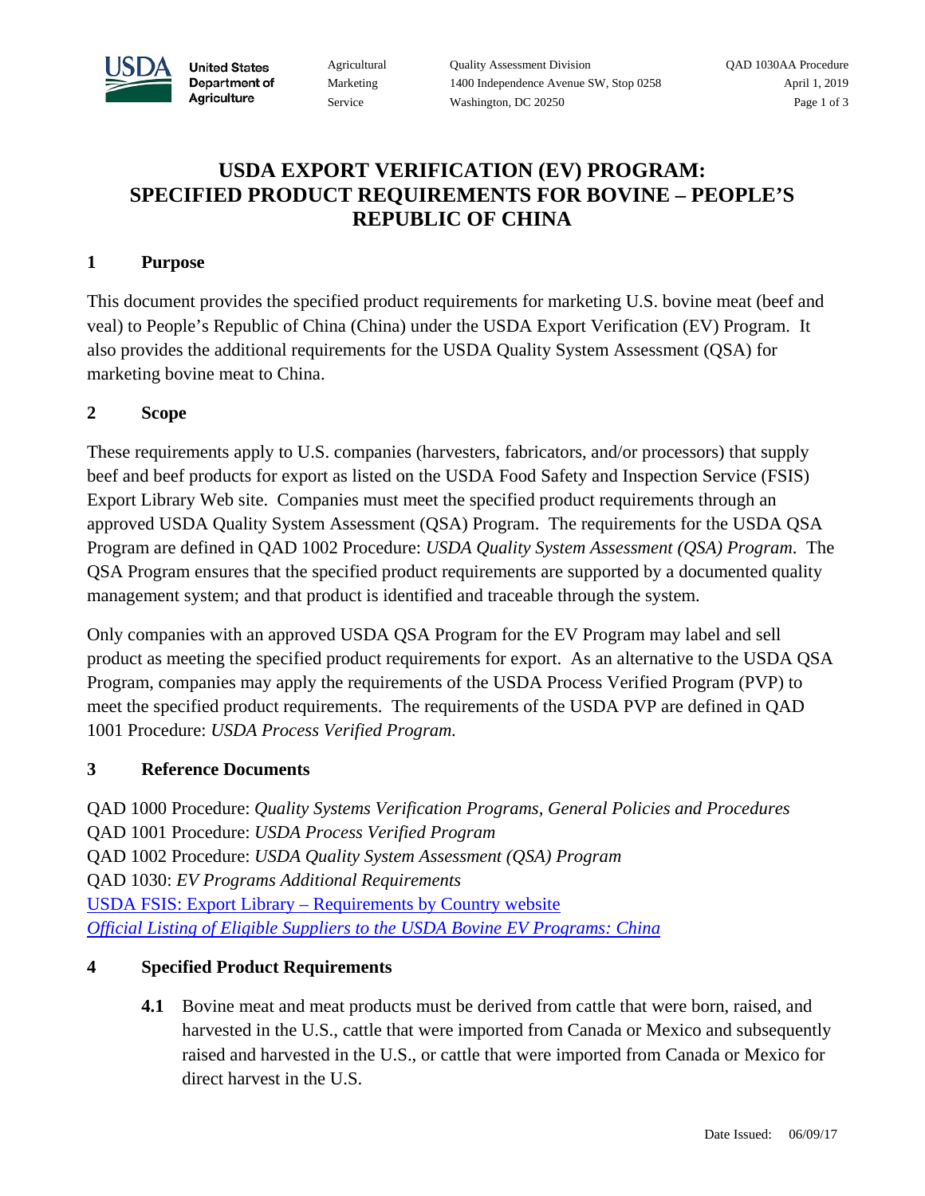# USDA EXPORT VERIFICATION (EV) PROGRAM: SPECIFIED PRODUCT REQUIREMENTS FOR BOVINE – PEOPLE'S REPUBLIC OF CHINA

## 1 Purpose

This document provides the specified product requirements for marketing U.S. bovine meat (beef and veal) to People's Republic of China (China) under the USDA Export Verification (EV) Program. It also provides the additional requirements for the USDA Quality System Assessment (QSA) for marketing bovine meat to China.

## 2 Scope

These requirements apply to U.S. companies (harvesters, fabricators, and/or processors) that supply beef and beef products for export as listed on the USDA Food Safety and Inspection Service (FSIS) Export Library Web site. Companies must meet the specified product requirements through an approved USDA Quality System Assessment (QSA) Program. The requirements for the USDA QSA Program are defined in QAD 1002 Procedure: *USDA Quality System Assessment (QSA) Program*. The QSA Program ensures that the specified product requirements are supported by a documented quality management system; and that product is identified and traceable through the system.

Only companies with an approved USDA QSA Program for the EV Program may label and sell product as meeting the specified product requirements for export. As an alternative to the USDA QSA Program, companies may apply the requirements of the USDA Process Verified Program (PVP) to meet the specified product requirements. The requirements of the USDA PVP are defined in QAD 1001 Procedure: *USDA Process Verified Program.*

## 3 Reference Documents

QAD 1000 Procedure: *Quality Systems Verification Programs, General Policies and Procedures*
QAD 1001 Procedure: *USDA Process Verified Program*
QAD 1002 Procedure: *USDA Quality System Assessment (QSA) Program*
QAD 1030: *EV Programs Additional Requirements*
USDA FSIS: Export Library – Requirements by Country website
*Official Listing of Eligible Suppliers to the USDA Bovine EV Programs: China*

## 4 Specified Product Requirements

**4.1** Bovine meat and meat products must be derived from cattle that were born, raised, and harvested in the U.S., cattle that were imported from Canada or Mexico and subsequently raised and harvested in the U.S., or cattle that were imported from Canada or Mexico for direct harvest in the U.S.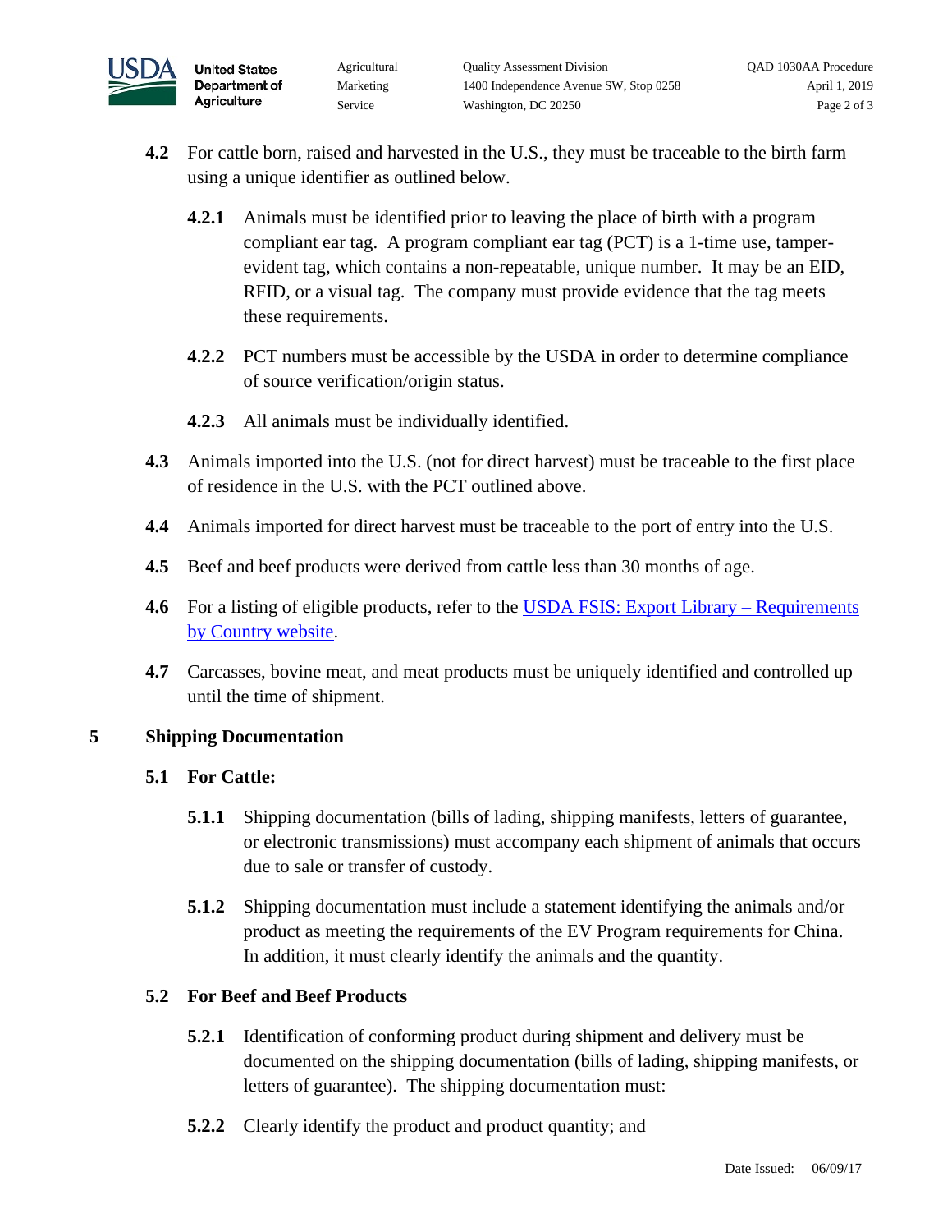**4.2** For cattle born, raised and harvested in the U.S., they must be traceable to the birth farm using a unique identifier as outlined below.

**4.2.1** Animals must be identified prior to leaving the place of birth with a program compliant ear tag. A program compliant ear tag (PCT) is a 1-time use, tamper-evident tag, which contains a non-repeatable, unique number. It may be an EID, RFID, or a visual tag. The company must provide evidence that the tag meets these requirements.

**4.2.2** PCT numbers must be accessible by the USDA in order to determine compliance of source verification/origin status.

**4.2.3** All animals must be individually identified.

**4.3** Animals imported into the U.S. (not for direct harvest) must be traceable to the first place of residence in the U.S. with the PCT outlined above.

**4.4** Animals imported for direct harvest must be traceable to the port of entry into the U.S.

**4.5** Beef and beef products were derived from cattle less than 30 months of age.

**4.6** For a listing of eligible products, refer to the USDA FSIS: Export Library – Requirements by Country website.

**4.7** Carcasses, bovine meat, and meat products must be uniquely identified and controlled up until the time of shipment.

## 5 Shipping Documentation

### 5.1 For Cattle:

**5.1.1** Shipping documentation (bills of lading, shipping manifests, letters of guarantee, or electronic transmissions) must accompany each shipment of animals that occurs due to sale or transfer of custody.

**5.1.2** Shipping documentation must include a statement identifying the animals and/or product as meeting the requirements of the EV Program requirements for China. In addition, it must clearly identify the animals and the quantity.

### 5.2 For Beef and Beef Products

**5.2.1** Identification of conforming product during shipment and delivery must be documented on the shipping documentation (bills of lading, shipping manifests, or letters of guarantee). The shipping documentation must:

**5.2.2** Clearly identify the product and product quantity; and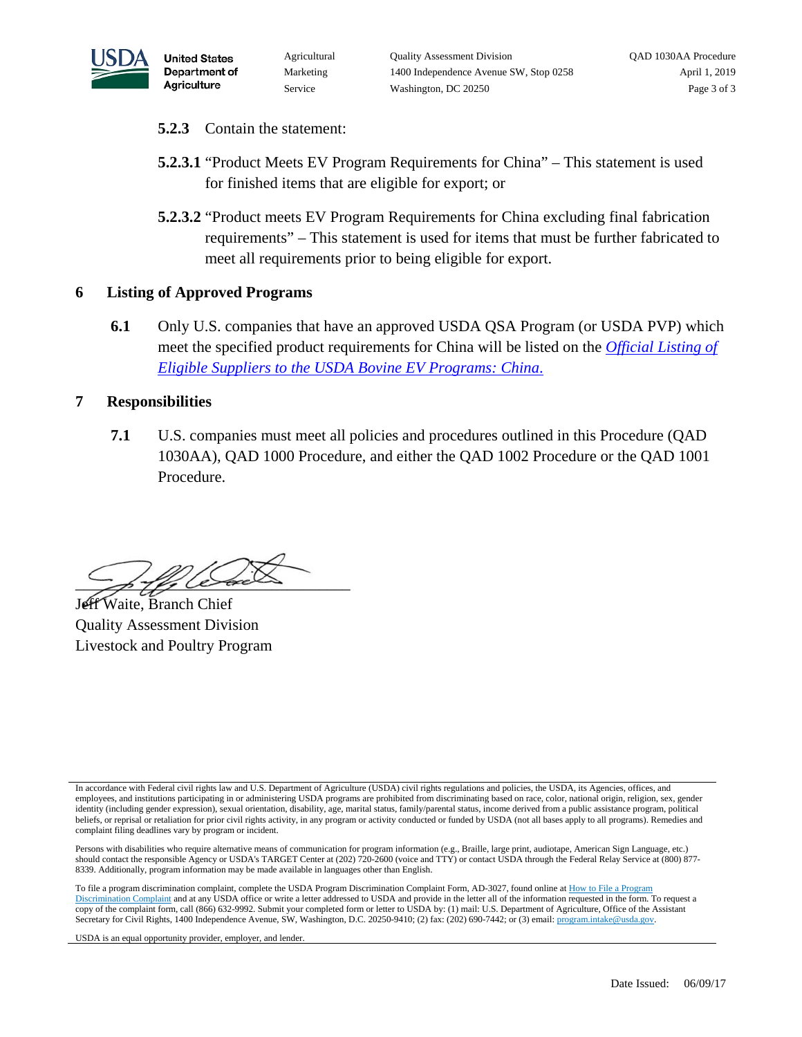**5.2.3** Contain the statement:

**5.2.3.1** "Product Meets EV Program Requirements for China" – This statement is used for finished items that are eligible for export; or

**5.2.3.2** "Product meets EV Program Requirements for China excluding final fabrication requirements" – This statement is used for items that must be further fabricated to meet all requirements prior to being eligible for export.

## 6 Listing of Approved Programs

**6.1** Only U.S. companies that have an approved USDA QSA Program (or USDA PVP) which meet the specified product requirements for China will be listed on the *Official Listing of Eligible Suppliers to the USDA Bovine EV Programs: China*.

## 7 Responsibilities

**7.1** U.S. companies must meet all policies and procedures outlined in this Procedure (QAD 1030AA), QAD 1000 Procedure, and either the QAD 1002 Procedure or the QAD 1001 Procedure.

Jeff Waite, Branch Chief
Quality Assessment Division
Livestock and Poultry Program

In accordance with Federal civil rights law and U.S. Department of Agriculture (USDA) civil rights regulations and policies, the USDA, its Agencies, offices, and employees, and institutions participating in or administering USDA programs are prohibited from discriminating based on race, color, national origin, religion, sex, gender identity (including gender expression), sexual orientation, disability, age, marital status, family/parental status, income derived from a public assistance program, political beliefs, or reprisal or retaliation for prior civil rights activity, in any program or activity conducted or funded by USDA (not all bases apply to all programs). Remedies and complaint filing deadlines vary by program or incident.

Persons with disabilities who require alternative means of communication for program information (e.g., Braille, large print, audiotape, American Sign Language, etc.) should contact the responsible Agency or USDA's TARGET Center at (202) 720-2600 (voice and TTY) or contact USDA through the Federal Relay Service at (800) 877-8339. Additionally, program information may be made available in languages other than English.

To file a program discrimination complaint, complete the USDA Program Discrimination Complaint Form, AD-3027, found online at How to File a Program Discrimination Complaint and at any USDA office or write a letter addressed to USDA and provide in the letter all of the information requested in the form. To request a copy of the complaint form, call (866) 632-9992. Submit your completed form or letter to USDA by: (1) mail: U.S. Department of Agriculture, Office of the Assistant Secretary for Civil Rights, 1400 Independence Avenue, SW, Washington, D.C. 20250-9410; (2) fax: (202) 690-7442; or (3) email: program.intake@usda.gov.

USDA is an equal opportunity provider, employer, and lender.

Date Issued: 06/09/17